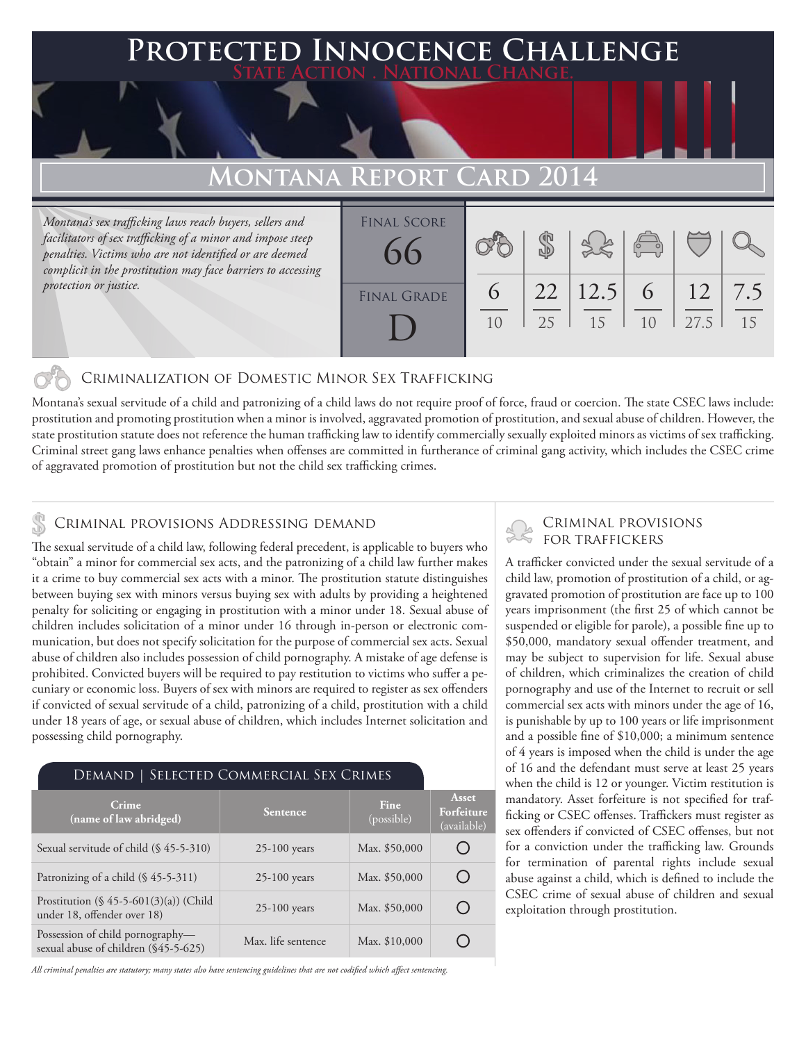# Protected Innocence Challenge

State Action . National Change.

## Montana Report Card 2014

*Montana's sex trafficking laws reach buyers, sellers and facilitators of sex trafficking of a minor and impose steep penalties. Victims who are not identified or are deemed complicit in the prostitution may face barriers to accessing protection or justice.*

| Final Score | Final Grade |
|---|---|
| 66 | D |

| Criminalization | Demand | Traffickers | Facilitators | Protective Provisions | Investigative Tools |
|---|---|---|---|---|---|
| 6/10 | 22/25 | 12.5/15 | 6/10 | 12/27.5 | 7.5/15 |

### Criminalization of Domestic Minor Sex Trafficking

Montana's sexual servitude of a child and patronizing of a child laws do not require proof of force, fraud or coercion. The state CSEC laws include: prostitution and promoting prostitution when a minor is involved, aggravated promotion of prostitution, and sexual abuse of children. However, the state prostitution statute does not reference the human trafficking law to identify commercially sexually exploited minors as victims of sex trafficking. Criminal street gang laws enhance penalties when offenses are committed in furtherance of criminal gang activity, which includes the CSEC crime of aggravated promotion of prostitution but not the child sex trafficking crimes.

### Criminal provisions Addressing demand

The sexual servitude of a child law, following federal precedent, is applicable to buyers who "obtain" a minor for commercial sex acts, and the patronizing of a child law further makes it a crime to buy commercial sex acts with a minor. The prostitution statute distinguishes between buying sex with minors versus buying sex with adults by providing a heightened penalty for soliciting or engaging in prostitution with a minor under 18. Sexual abuse of children includes solicitation of a minor under 16 through in-person or electronic communication, but does not specify solicitation for the purpose of commercial sex acts. Sexual abuse of children also includes possession of child pornography. A mistake of age defense is prohibited. Convicted buyers will be required to pay restitution to victims who suffer a pecuniary or economic loss. Buyers of sex with minors are required to register as sex offenders if convicted of sexual servitude of a child, patronizing of a child, prostitution with a child under 18 years of age, or sexual abuse of children, which includes Internet solicitation and possessing child pornography.

#### Demand | Selected Commercial Sex Crimes

| Crime (name of law abridged) | Sentence | Fine (possible) | Asset Forfeiture (available) |
|---|---|---|---|
| Sexual servitude of child (§ 45-5-310) | 25-100 years | Max. $50,000 | ○ |
| Patronizing of a child (§ 45-5-311) | 25-100 years | Max. $50,000 | ○ |
| Prostitution (§ 45-5-601(3)(a)) (Child under 18, offender over 18) | 25-100 years | Max. $50,000 | ○ |
| Possession of child pornography—sexual abuse of children (§45-5-625) | Max. life sentence | Max. $10,000 | ○ |

*All criminal penalties are statutory; many states also have sentencing guidelines that are not codified which affect sentencing.*

### Criminal provisions for traffickers

A trafficker convicted under the sexual servitude of a child law, promotion of prostitution of a child, or aggravated promotion of prostitution are face up to 100 years imprisonment (the first 25 of which cannot be suspended or eligible for parole), a possible fine up to $50,000, mandatory sexual offender treatment, and may be subject to supervision for life. Sexual abuse of children, which criminalizes the creation of child pornography and use of the Internet to recruit or sell commercial sex acts with minors under the age of 16, is punishable by up to 100 years or life imprisonment and a possible fine of $10,000; a minimum sentence of 4 years is imposed when the child is under the age of 16 and the defendant must serve at least 25 years when the child is 12 or younger. Victim restitution is mandatory. Asset forfeiture is not specified for trafficking or CSEC offenses. Traffickers must register as sex offenders if convicted of CSEC offenses, but not for a conviction under the trafficking law. Grounds for termination of parental rights include sexual abuse against a child, which is defined to include the CSEC crime of sexual abuse of children and sexual exploitation through prostitution.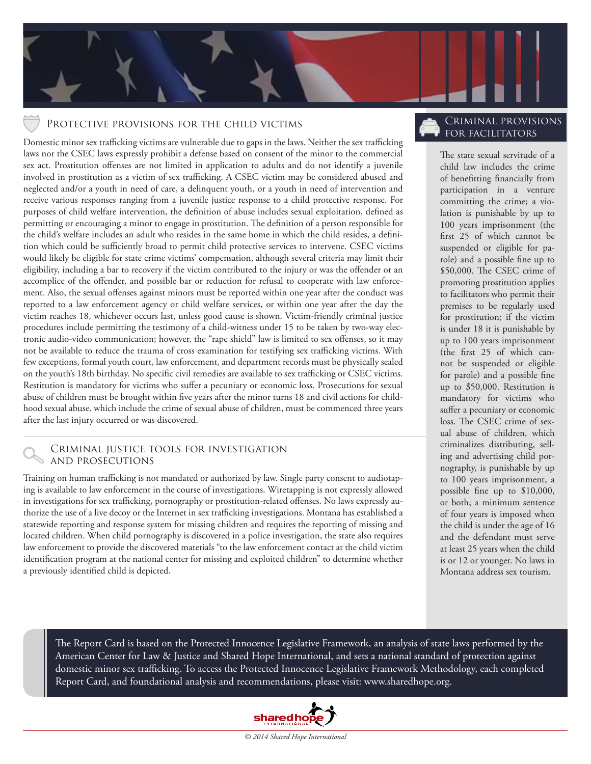## Protective provisions for the child victims

Domestic minor sex trafficking victims are vulnerable due to gaps in the laws. Neither the sex trafficking laws nor the CSEC laws expressly prohibit a defense based on consent of the minor to the commercial sex act. Prostitution offenses are not limited in application to adults and do not identify a juvenile involved in prostitution as a victim of sex trafficking. A CSEC victim may be considered abused and neglected and/or a youth in need of care, a delinquent youth, or a youth in need of intervention and receive various responses ranging from a juvenile justice response to a child protective response. For purposes of child welfare intervention, the definition of abuse includes sexual exploitation, defined as permitting or encouraging a minor to engage in prostitution. The definition of a person responsible for the child's welfare includes an adult who resides in the same home in which the child resides, a definition which could be sufficiently broad to permit child protective services to intervene. CSEC victims would likely be eligible for state crime victims' compensation, although several criteria may limit their eligibility, including a bar to recovery if the victim contributed to the injury or was the offender or an accomplice of the offender, and possible bar or reduction for refusal to cooperate with law enforcement. Also, the sexual offenses against minors must be reported within one year after the conduct was reported to a law enforcement agency or child welfare services, or within one year after the day the victim reaches 18, whichever occurs last, unless good cause is shown. Victim-friendly criminal justice procedures include permitting the testimony of a child-witness under 15 to be taken by two-way electronic audio-video communication; however, the "rape shield" law is limited to sex offenses, so it may not be available to reduce the trauma of cross examination for testifying sex trafficking victims. With few exceptions, formal youth court, law enforcement, and department records must be physically sealed on the youth's 18th birthday. No specific civil remedies are available to sex trafficking or CSEC victims. Restitution is mandatory for victims who suffer a pecuniary or economic loss. Prosecutions for sexual abuse of children must be brought within five years after the minor turns 18 and civil actions for childhood sexual abuse, which include the crime of sexual abuse of children, must be commenced three years after the last injury occurred or was discovered.

## Criminal justice tools for investigation and prosecutions

Training on human trafficking is not mandated or authorized by law. Single party consent to audiotaping is available to law enforcement in the course of investigations. Wiretapping is not expressly allowed in investigations for sex trafficking, pornography or prostitution-related offenses. No laws expressly authorize the use of a live decoy or the Internet in sex trafficking investigations. Montana has established a statewide reporting and response system for missing children and requires the reporting of missing and located children. When child pornography is discovered in a police investigation, the state also requires law enforcement to provide the discovered materials "to the law enforcement contact at the child victim identification program at the national center for missing and exploited children" to determine whether a previously identified child is depicted.

## Criminal provisions for facilitators

The state sexual servitude of a child law includes the crime of benefitting financially from participation in a venture committing the crime; a violation is punishable by up to 100 years imprisonment (the first 25 of which cannot be suspended or eligible for parole) and a possible fine up to $50,000. The CSEC crime of promoting prostitution applies to facilitators who permit their premises to be regularly used for prostitution; if the victim is under 18 it is punishable by up to 100 years imprisonment (the first 25 of which cannot be suspended or eligible for parole) and a possible fine up to $50,000. Restitution is mandatory for victims who suffer a pecuniary or economic loss. The CSEC crime of sexual abuse of children, which criminalizes distributing, selling and advertising child pornography, is punishable by up to 100 years imprisonment, a possible fine up to $10,000, or both; a minimum sentence of four years is imposed when the child is under the age of 16 and the defendant must serve at least 25 years when the child is or 12 or younger. No laws in Montana address sex tourism.

The Report Card is based on the Protected Innocence Legislative Framework, an analysis of state laws performed by the American Center for Law & Justice and Shared Hope International, and sets a national standard of protection against domestic minor sex trafficking. To access the Protected Innocence Legislative Framework Methodology, each completed Report Card, and foundational analysis and recommendations, please visit: www.sharedhope.org.

*© 2014 Shared Hope International*